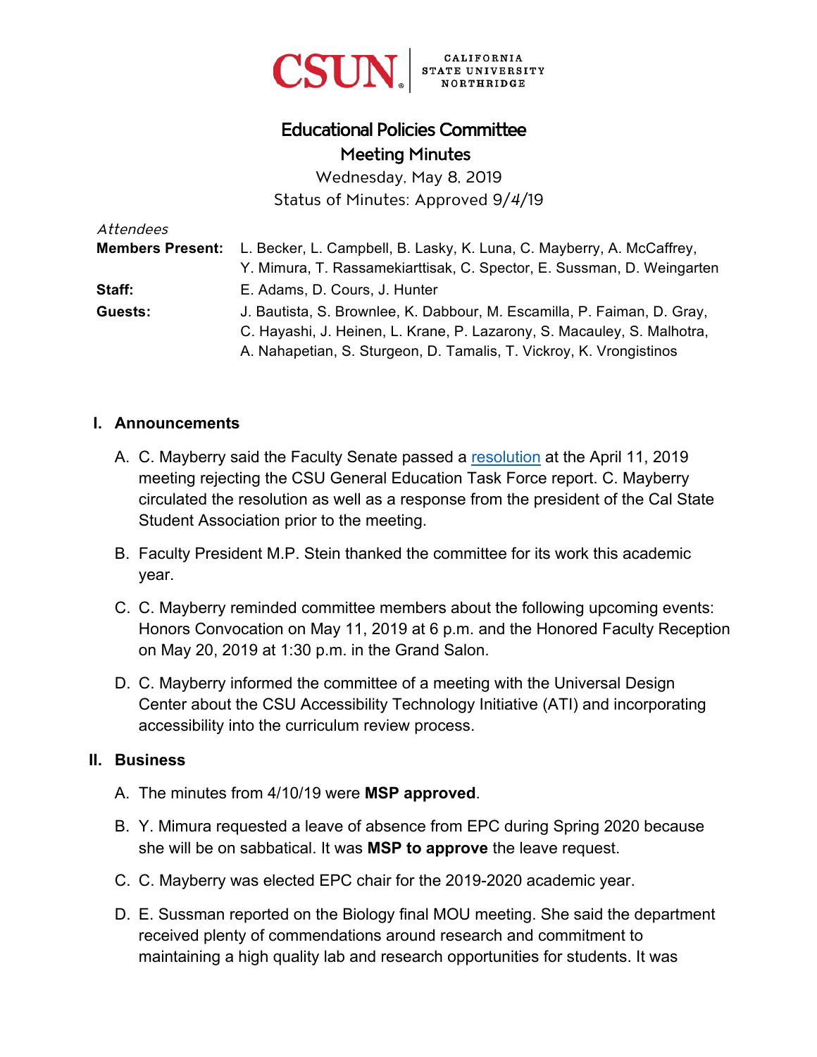CSUN | CALIFORNIA STATE UNIVERSITY NORTHRIDGE

# Educational Policies Committee
## Meeting Minutes

Wednesday, May 8, 2019
Status of Minutes: Approved 9/4/19

*Attendees*

**Members Present:** L. Becker, L. Campbell, B. Lasky, K. Luna, C. Mayberry, A. McCaffrey, Y. Mimura, T. Rassamekiarttisak, C. Spector, E. Sussman, D. Weingarten

**Staff:** E. Adams, D. Cours, J. Hunter

**Guests:** J. Bautista, S. Brownlee, K. Dabbour, M. Escamilla, P. Faiman, D. Gray, C. Hayashi, J. Heinen, L. Krane, P. Lazarony, S. Macauley, S. Malhotra, A. Nahapetian, S. Sturgeon, D. Tamalis, T. Vickroy, K. Vrongistinos

## I. Announcements

A. C. Mayberry said the Faculty Senate passed a resolution at the April 11, 2019 meeting rejecting the CSU General Education Task Force report. C. Mayberry circulated the resolution as well as a response from the president of the Cal State Student Association prior to the meeting.

B. Faculty President M.P. Stein thanked the committee for its work this academic year.

C. C. Mayberry reminded committee members about the following upcoming events: Honors Convocation on May 11, 2019 at 6 p.m. and the Honored Faculty Reception on May 20, 2019 at 1:30 p.m. in the Grand Salon.

D. C. Mayberry informed the committee of a meeting with the Universal Design Center about the CSU Accessibility Technology Initiative (ATI) and incorporating accessibility into the curriculum review process.

## II. Business

A. The minutes from 4/10/19 were **MSP approved**.

B. Y. Mimura requested a leave of absence from EPC during Spring 2020 because she will be on sabbatical. It was **MSP to approve** the leave request.

C. C. Mayberry was elected EPC chair for the 2019-2020 academic year.

D. E. Sussman reported on the Biology final MOU meeting. She said the department received plenty of commendations around research and commitment to maintaining a high quality lab and research opportunities for students. It was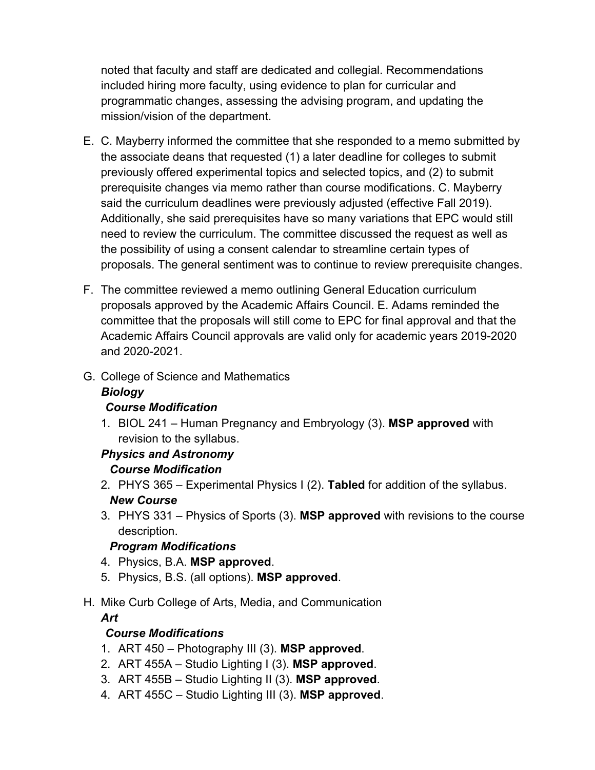noted that faculty and staff are dedicated and collegial. Recommendations included hiring more faculty, using evidence to plan for curricular and programmatic changes, assessing the advising program, and updating the mission/vision of the department.

E. C. Mayberry informed the committee that she responded to a memo submitted by the associate deans that requested (1) a later deadline for colleges to submit previously offered experimental topics and selected topics, and (2) to submit prerequisite changes via memo rather than course modifications. C. Mayberry said the curriculum deadlines were previously adjusted (effective Fall 2019). Additionally, she said prerequisites have so many variations that EPC would still need to review the curriculum. The committee discussed the request as well as the possibility of using a consent calendar to streamline certain types of proposals. The general sentiment was to continue to review prerequisite changes.

F. The committee reviewed a memo outlining General Education curriculum proposals approved by the Academic Affairs Council. E. Adams reminded the committee that the proposals will still come to EPC for final approval and that the Academic Affairs Council approvals are valid only for academic years 2019-2020 and 2020-2021.

G. College of Science and Mathematics

***Biology***

***Course Modification***

1. BIOL 241 – Human Pregnancy and Embryology (3). **MSP approved** with revision to the syllabus.

***Physics and Astronomy***

***Course Modification***

2. PHYS 365 – Experimental Physics I (2). **Tabled** for addition of the syllabus.

***New Course***

3. PHYS 331 – Physics of Sports (3). **MSP approved** with revisions to the course description.

***Program Modifications***

4. Physics, B.A. **MSP approved**.
5. Physics, B.S. (all options). **MSP approved**.

H. Mike Curb College of Arts, Media, and Communication

***Art***

***Course Modifications***

1. ART 450 – Photography III (3). **MSP approved**.
2. ART 455A – Studio Lighting I (3). **MSP approved**.
3. ART 455B – Studio Lighting II (3). **MSP approved**.
4. ART 455C – Studio Lighting III (3). **MSP approved**.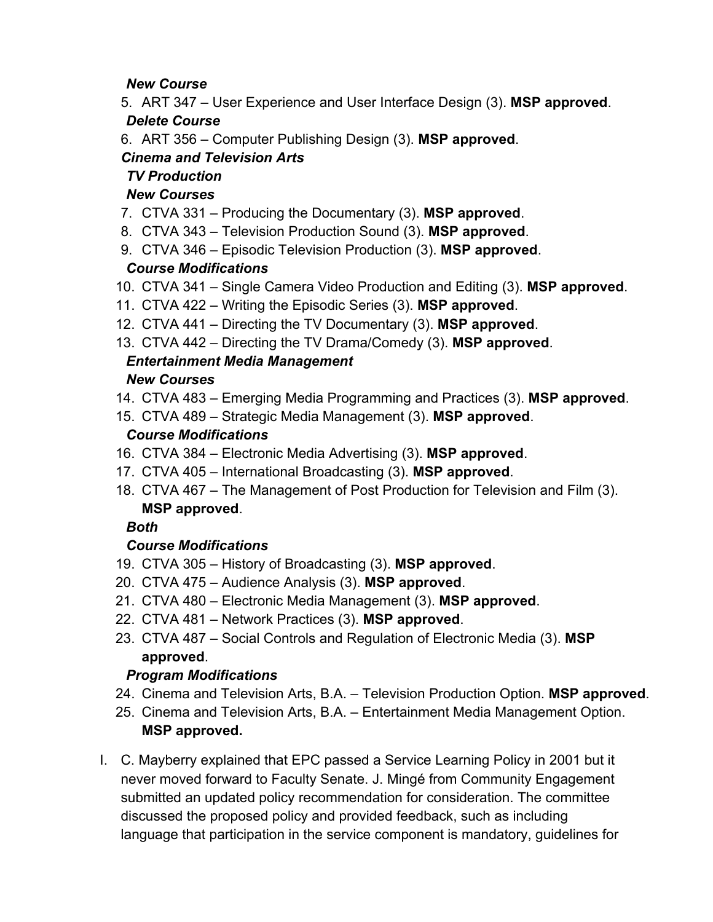*New Course*

5. ART 347 – User Experience and User Interface Design (3). **MSP approved**.

*Delete Course*

6. ART 356 – Computer Publishing Design (3). **MSP approved**.

***Cinema and Television Arts***

*TV Production*

*New Courses*

7. CTVA 331 – Producing the Documentary (3). **MSP approved**.
8. CTVA 343 – Television Production Sound (3). **MSP approved**.
9. CTVA 346 – Episodic Television Production (3). **MSP approved**.

*Course Modifications*

10. CTVA 341 – Single Camera Video Production and Editing (3). **MSP approved**.
11. CTVA 422 – Writing the Episodic Series (3). **MSP approved**.
12. CTVA 441 – Directing the TV Documentary (3). **MSP approved**.
13. CTVA 442 – Directing the TV Drama/Comedy (3). **MSP approved**.

*Entertainment Media Management*

*New Courses*

14. CTVA 483 – Emerging Media Programming and Practices (3). **MSP approved**.
15. CTVA 489 – Strategic Media Management (3). **MSP approved**.

*Course Modifications*

16. CTVA 384 – Electronic Media Advertising (3). **MSP approved**.
17. CTVA 405 – International Broadcasting (3). **MSP approved**.
18. CTVA 467 – The Management of Post Production for Television and Film (3). **MSP approved**.

*Both*

*Course Modifications*

19. CTVA 305 – History of Broadcasting (3). **MSP approved**.
20. CTVA 475 – Audience Analysis (3). **MSP approved**.
21. CTVA 480 – Electronic Media Management (3). **MSP approved**.
22. CTVA 481 – Network Practices (3). **MSP approved**.
23. CTVA 487 – Social Controls and Regulation of Electronic Media (3). **MSP approved**.

*Program Modifications*

24. Cinema and Television Arts, B.A. – Television Production Option. **MSP approved**.
25. Cinema and Television Arts, B.A. – Entertainment Media Management Option. **MSP approved.**

I. C. Mayberry explained that EPC passed a Service Learning Policy in 2001 but it never moved forward to Faculty Senate. J. Mingé from Community Engagement submitted an updated policy recommendation for consideration. The committee discussed the proposed policy and provided feedback, such as including language that participation in the service component is mandatory, guidelines for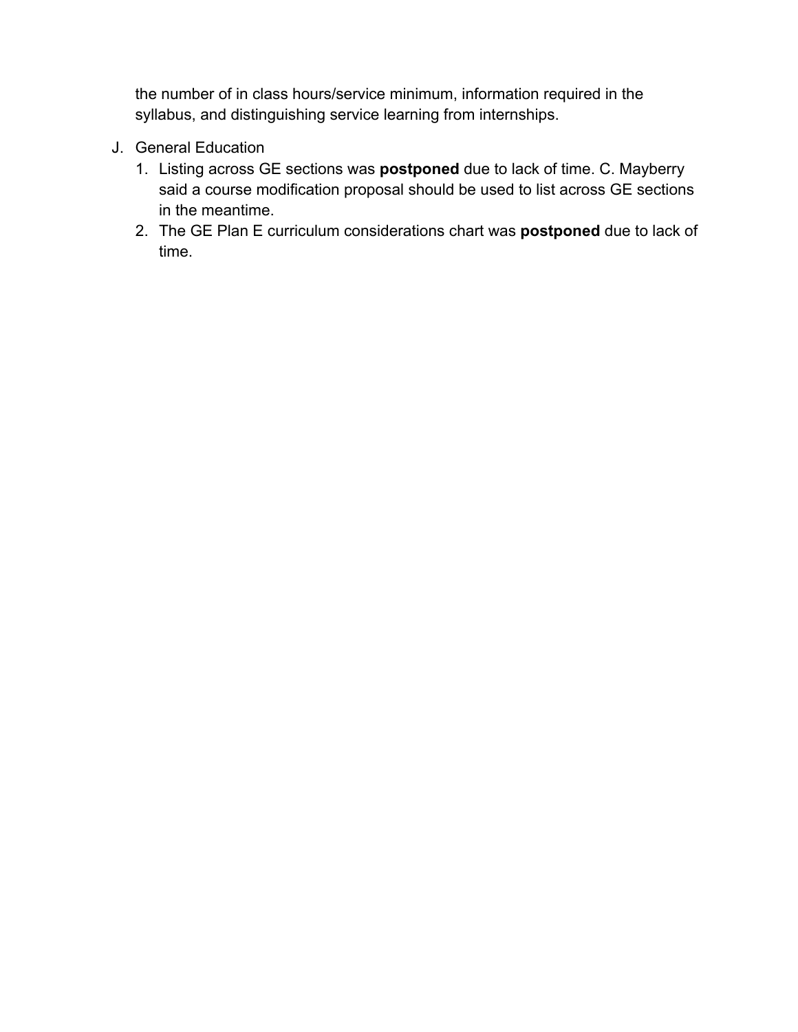the number of in class hours/service minimum, information required in the syllabus, and distinguishing service learning from internships.

J. General Education
    1. Listing across GE sections was **postponed** due to lack of time. C. Mayberry said a course modification proposal should be used to list across GE sections in the meantime.
    2. The GE Plan E curriculum considerations chart was **postponed** due to lack of time.